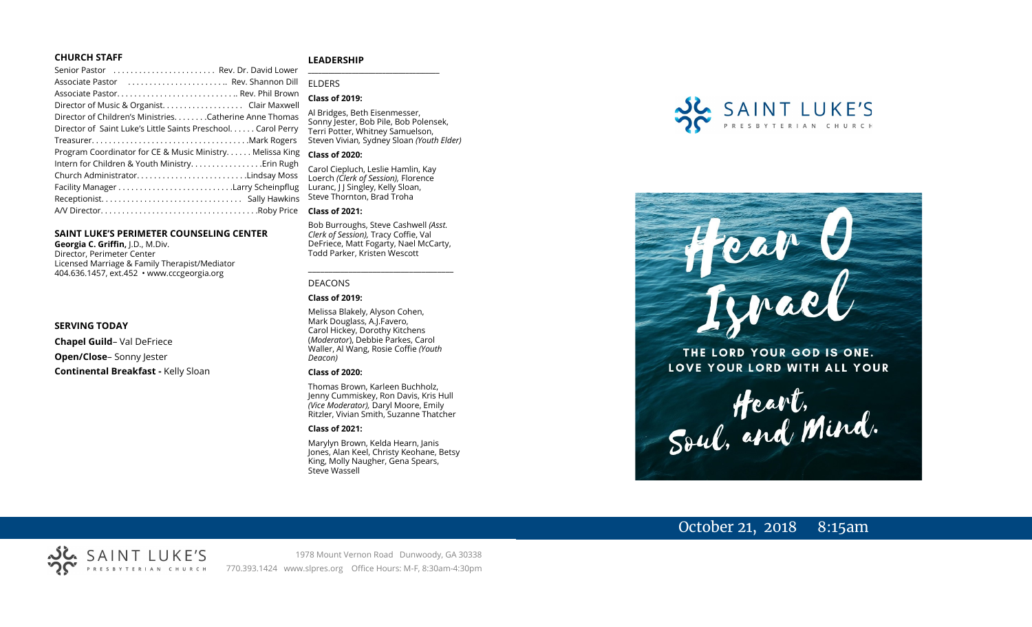## CHURCH STAFF

Senior Pastor . . . . . . . . . . . . . . . . . . . . . . . Rev. Dr. David Lower
Associate Pastor . . . . . . . . . . . . . . . . . . . . . . .. Rev. Shannon Dill
Associate Pastor. . . . . . . . . . . . . . . . . . . . . . . . . . . .. Rev. Phil Brown
Director of Music & Organist. . . . . . . . . . . . . . . . . . Clair Maxwell
Director of Children's Ministries. . . . . . . .Catherine Anne Thomas
Director of Saint Luke's Little Saints Preschool. . . . . . Carol Perry
Treasurer. . . . . . . . . . . . . . . . . . . . . . . . . . . . . . . . . . . .Mark Rogers
Program Coordinator for CE & Music Ministry. . . . . . Melissa King
Intern for Children & Youth Ministry. . . . . . . . . . . . . . . . .Erin Rugh
Church Administrator. . . . . . . . . . . . . . . . . . . . . . . . .Lindsay Moss
Facility Manager . . . . . . . . . . . . . . . . . . . . . . . . . .Larry Scheinpflug
Receptionist. . . . . . . . . . . . . . . . . . . . . . . . . . . . . . . . Sally Hawkins
A/V Director. . . . . . . . . . . . . . . . . . . . . . . . . . . . . . . . . . . .Roby Price

## SAINT LUKE'S PERIMETER COUNSELING CENTER

**Georgia C. Griffin,** J.D., M.Div.
Director, Perimeter Center
Licensed Marriage & Family Therapist/Mediator
404.636.1457, ext.452 • www.cccgeorgia.org

## SERVING TODAY

**Chapel Guild**– Val DeFriece
**Open/Close**– Sonny Jester
**Continental Breakfast -** Kelly Sloan

## LEADERSHIP

ELDERS

**Class of 2019:**

Al Bridges, Beth Eisenmesser, Sonny Jester, Bob Pile, Bob Polensek, Terri Potter, Whitney Samuelson, Steven Vivian*,* Sydney Sloan *(Youth Elder)*

**Class of 2020:**

Carol Ciepluch, Leslie Hamlin, Kay Loerch *(Clerk of Session),* Florence Luranc, J J Singley, Kelly Sloan, Steve Thornton, Brad Troha

**Class of 2021:**

Bob Burroughs, Steve Cashwell *(Asst. Clerk of Session),* Tracy Coffie, Val DeFriece, Matt Fogarty, Nael McCarty, Todd Parker, Kristen Wescott

DEACONS

**Class of 2019:**

Melissa Blakely, Alyson Cohen, Mark Douglass, A.J.Favero, Carol Hickey, Dorothy Kitchens (*Moderator*), Debbie Parkes, Carol Waller, Al Wang, Rosie Coffie *(Youth Deacon)*

**Class of 2020:**

Thomas Brown, Karleen Buchholz, Jenny Cummiskey, Ron Davis, Kris Hull *(Vice Moderator),* Daryl Moore, Emily Ritzler, Vivian Smith, Suzanne Thatcher

**Class of 2021:**

Marylyn Brown, Kelda Hearn, Janis Jones, Alan Keel, Christy Keohane, Betsy King, Molly Naugher, Gena Spears, Steve Wassell

SAINT LUKE'S PRESBYTERIAN CHURCH

# Hear O Israel

THE LORD YOUR GOD IS ONE. LOVE YOUR LORD WITH ALL YOUR

Heart, Soul, and Mind.

October 21, 2018 8:15am

SAINT LUKE'S PRESBYTERIAN CHURCH
1978 Mount Vernon Road Dunwoody, GA 30338
770.393.1424 www.slpres.org Office Hours: M-F, 8:30am-4:30pm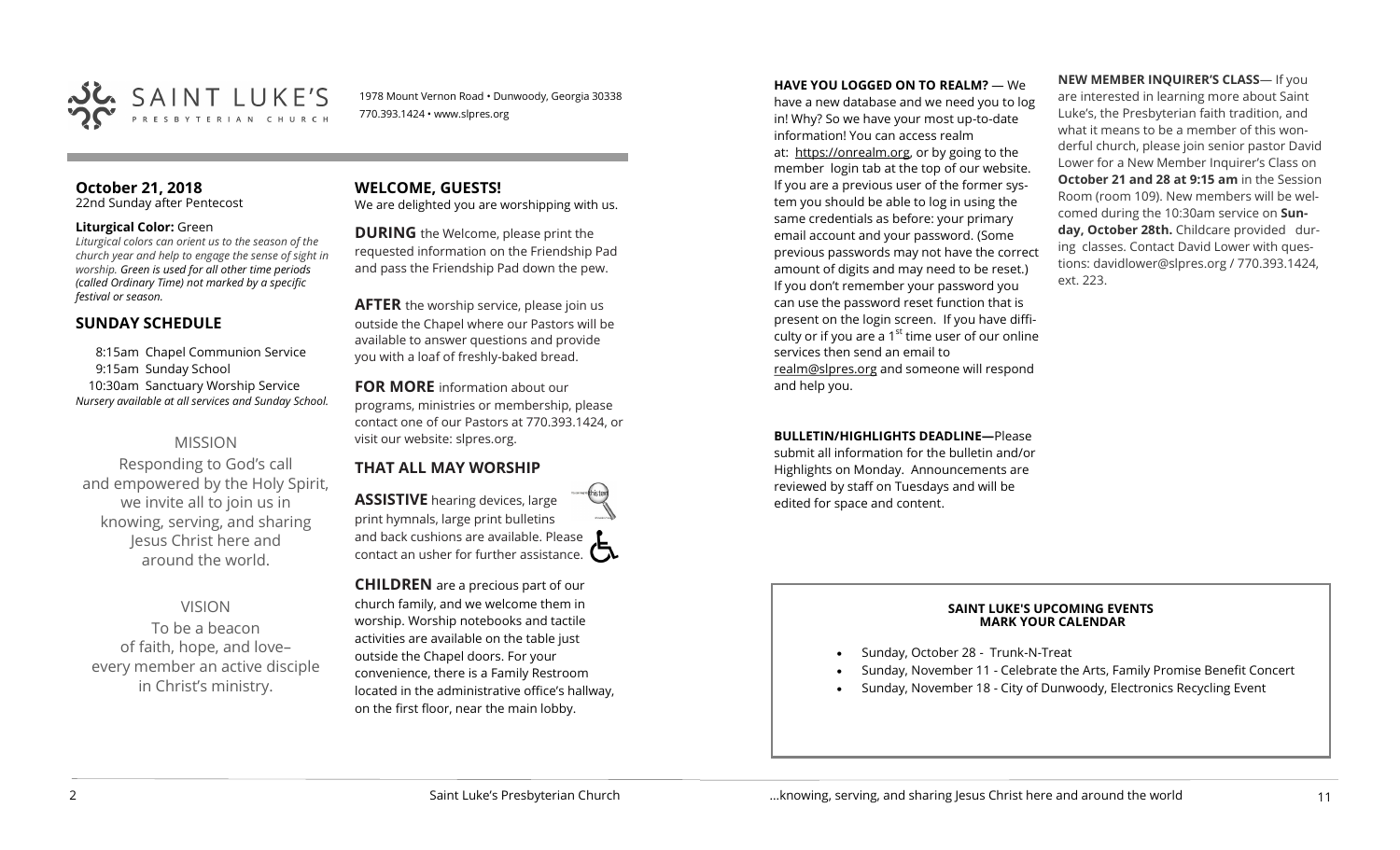SAINT LUKE'S PRESBYTERIAN CHURCH

1978 Mount Vernon Road • Dunwoody, Georgia 30338
770.393.1424 • www.slpres.org

**October 21, 2018**
22nd Sunday after Pentecost

**Liturgical Color:** Green
*Liturgical colors can orient us to the season of the church year and help to engage the sense of sight in worship. Green is used for all other time periods (called Ordinary Time) not marked by a specific festival or season.*

## SUNDAY SCHEDULE

8:15am Chapel Communion Service
9:15am Sunday School
10:30am Sanctuary Worship Service
*Nursery available at all services and Sunday School.*

### MISSION

Responding to God's call and empowered by the Holy Spirit, we invite all to join us in knowing, serving, and sharing Jesus Christ here and around the world.

### VISION

To be a beacon of faith, hope, and love– every member an active disciple in Christ's ministry.

## WELCOME, GUESTS!

We are delighted you are worshipping with us.

**DURING** the Welcome, please print the requested information on the Friendship Pad and pass the Friendship Pad down the pew.

**AFTER** the worship service, please join us outside the Chapel where our Pastors will be available to answer questions and provide you with a loaf of freshly-baked bread.

**FOR MORE** information about our programs, ministries or membership, please contact one of our Pastors at 770.393.1424, or visit our website: slpres.org.

## THAT ALL MAY WORSHIP

**ASSISTIVE** hearing devices, large print hymnals, large print bulletins and back cushions are available. Please contact an usher for further assistance.

**CHILDREN** are a precious part of our church family, and we welcome them in worship. Worship notebooks and tactile activities are available on the table just outside the Chapel doors. For your convenience, there is a Family Restroom located in the administrative office's hallway, on the first floor, near the main lobby.

**HAVE YOU LOGGED ON TO REALM?** — We have a new database and we need you to log in! Why? So we have your most up-to-date information! You can access realm at: https://onrealm.org, or by going to the member login tab at the top of our website. If you are a previous user of the former system you should be able to log in using the same credentials as before: your primary email account and your password. (Some previous passwords may not have the correct amount of digits and may need to be reset.) If you don't remember your password you can use the password reset function that is present on the login screen. If you have difficulty or if you are a 1st time user of our online services then send an email to realm@slpres.org and someone will respond and help you.

**BULLETIN/HIGHLIGHTS DEADLINE—**Please submit all information for the bulletin and/or Highlights on Monday. Announcements are reviewed by staff on Tuesdays and will be edited for space and content.

**NEW MEMBER INQUIRER'S CLASS**— If you are interested in learning more about Saint Luke's, the Presbyterian faith tradition, and what it means to be a member of this wonderful church, please join senior pastor David Lower for a New Member Inquirer's Class on **October 21 and 28 at 9:15 am** in the Session Room (room 109). New members will be welcomed during the 10:30am service on **Sunday, October 28th.** Childcare provided during classes. Contact David Lower with questions: davidlower@slpres.org / 770.393.1424, ext. 223.

**SAINT LUKE'S UPCOMING EVENTS**
**MARK YOUR CALENDAR**

- Sunday, October 28 - Trunk-N-Treat
- Sunday, November 11 - Celebrate the Arts, Family Promise Benefit Concert
- Sunday, November 18 - City of Dunwoody, Electronics Recycling Event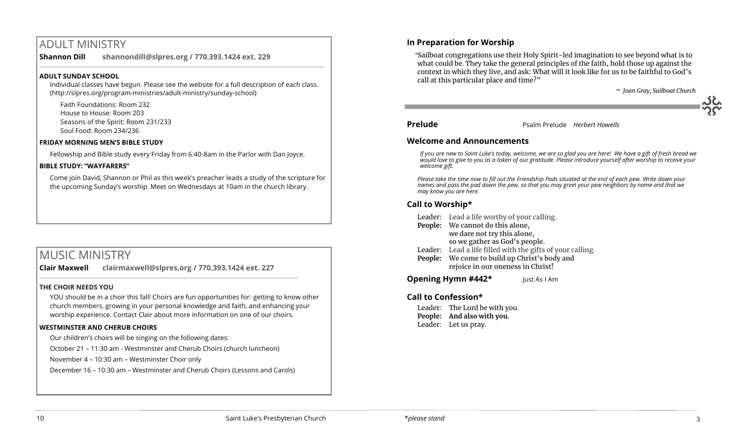# ADULT MINISTRY

**Shannon Dill** **shannondill@slpres.org / 770.393.1424 ext. 229**

### ADULT SUNDAY SCHOOL

Individual classes have begun. Please see the website for a full description of each class. (http://slpres.org/program-ministries/adult-ministry/sunday-school)

Faith Foundations: Room 232
House to House: Room 203
Seasons of the Spirit: Room 231/233
Soul Food: Room 234/236

### FRIDAY MORNING MEN'S BIBLE STUDY

Fellowship and Bible study every Friday from 6:40-8am in the Parlor with Dan Joyce.

### BIBLE STUDY: "WAYFARERS"

Come join David, Shannon or Phil as this week's preacher leads a study of the scripture for the upcoming Sunday's worship. Meet on Wednesdays at 10am in the church library.

# MUSIC MINISTRY

**Clair Maxwell** **clairmaxwell@slpres.org / 770.393.1424 ext. 227**

### THE CHOIR NEEDS YOU

YOU should be in a choir this fall! Choirs are fun opportunities for: getting to know other church members, growing in your personal knowledge and faith, and enhancing your worship experience. Contact Clair about more information on one of our choirs.

### WESTMINSTER AND CHERUB CHOIRS

Our children's choirs will be singing on the following dates:

October 21 – 11:30 am - Westminster and Cherub Choirs (church luncheon)

November 4 – 10:30 am – Westminster Choir only

December 16 – 10:30 am – Westminster and Cherub Choirs (Lessons and Carols)

## In Preparation for Worship

"Sailboat congregations use their Holy Spirit-led imagination to see beyond what is to what could be. They take the general principles of the faith, hold those up against the context in which they live, and ask: What will it look like for us to be faithful to God's call at this particular place and time?"

– *Joan Gray, Sailboat Church*

**Prelude** Psalm Prelude *Herbert Howells*

## Welcome and Announcements

*If you are new to Saint Luke's today, welcome, we are so glad you are here! We have a gift of fresh bread we would love to give to you as a token of our gratitude. Please introduce yourself after worship to receive your welcome gift.*

*Please take the time now to fill out the Friendship Pads situated at the end of each pew. Write down your names and pass the pad down the pew, so that you may greet your pew neighbors by name and that we may know you are here.*

## Call to Worship*

Leader: Lead a life worthy of your calling.
**People: We cannot do this alone,**
**we dare not try this alone,**
**so we gather as God's people.**
Leader: Lead a life filled with the gifts of your calling.
**People: We come to build up Christ's body and**
**rejoice in our oneness in Christ!**

**Opening Hymn #442*** Just As I Am

## Call to Confession*

Leader: The Lord be with you.
**People: And also with you.**
Leader: Let us pray.

*please stand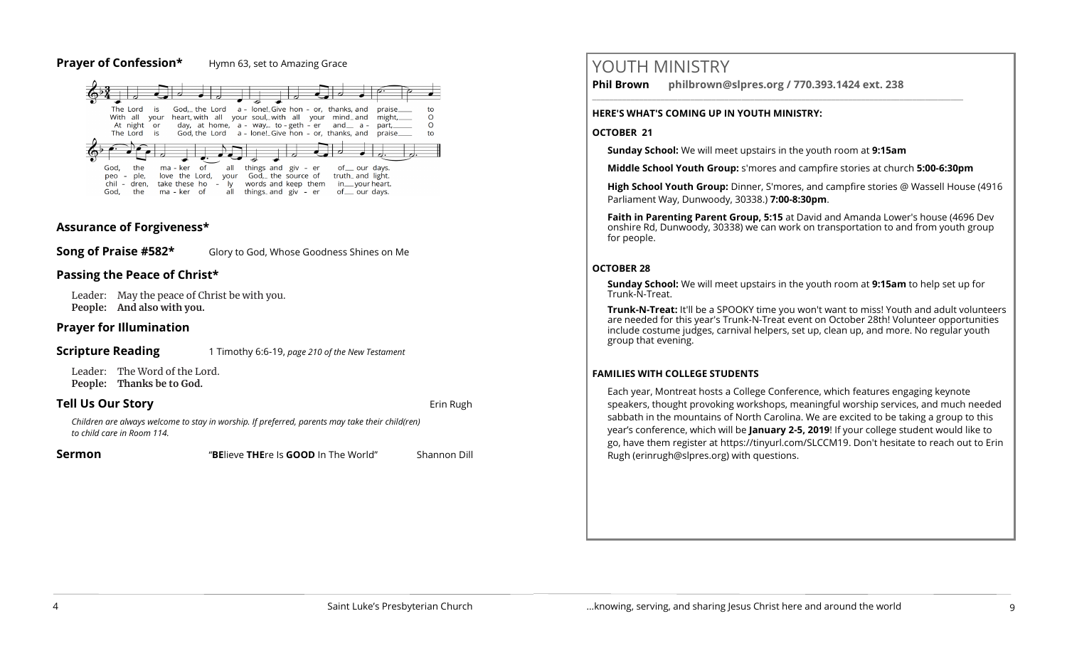**Prayer of Confession*** Hymn 63, set to Amazing Grace

The Lord is God, the Lord alone! Give honor, thanks, and praise to God, the maker of all things and giver of our days.
With all your heart, with all your soul, with all your mind and might, O people, love the Lord, your God, the source of truth and light.
At night or day, at home, away, together and apart, O children, take these holy words and keep them in your heart.
The Lord is God, the Lord alone! Give honor, thanks, and praise to God, the maker of all things and giver of our days.

## Assurance of Forgiveness*

**Song of Praise #582*** Glory to God, Whose Goodness Shines on Me

## Passing the Peace of Christ*

Leader: May the peace of Christ be with you.
**People: And also with you.**

## Prayer for Illumination

**Scripture Reading** 1 Timothy 6:6-19, *page 210 of the New Testament*

Leader: The Word of the Lord.
**People: Thanks be to God.**

**Tell Us Our Story** Erin Rugh

*Children are always welcome to stay in worship. If preferred, parents may take their child(ren) to child care in Room 114.*

**Sermon** "**BE**lieve **THE**re Is **GOOD** In The World" Shannon Dill

# YOUTH MINISTRY

**Phil Brown philbrown@slpres.org / 770.393.1424 ext. 238**

**HERE'S WHAT'S COMING UP IN YOUTH MINISTRY:**

**OCTOBER 21**

**Sunday School:** We will meet upstairs in the youth room at **9:15am**

**Middle School Youth Group:** s'mores and campfire stories at church **5:00-6:30pm**

**High School Youth Group:** Dinner, S'mores, and campfire stories @ Wassell House (4916 Parliament Way, Dunwoody, 30338.) **7:00-8:30pm**.

**Faith in Parenting Parent Group, 5:15** at David and Amanda Lower's house (4696 Devonshire Rd, Dunwoody, 30338) we can work on transportation to and from youth group for people.

**OCTOBER 28**

**Sunday School:** We will meet upstairs in the youth room at **9:15am** to help set up for Trunk-N-Treat.

**Trunk-N-Treat:** It'll be a SPOOKY time you won't want to miss! Youth and adult volunteers are needed for this year's Trunk-N-Treat event on October 28th! Volunteer opportunities include costume judges, carnival helpers, set up, clean up, and more. No regular youth group that evening.

**FAMILIES WITH COLLEGE STUDENTS**

Each year, Montreat hosts a College Conference, which features engaging keynote speakers, thought provoking workshops, meaningful worship services, and much needed sabbath in the mountains of North Carolina. We are excited to be taking a group to this year's conference, which will be **January 2-5, 2019**! If your college student would like to go, have them register at https://tinyurl.com/SLCCM19. Don't hesitate to reach out to Erin Rugh (erinrugh@slpres.org) with questions.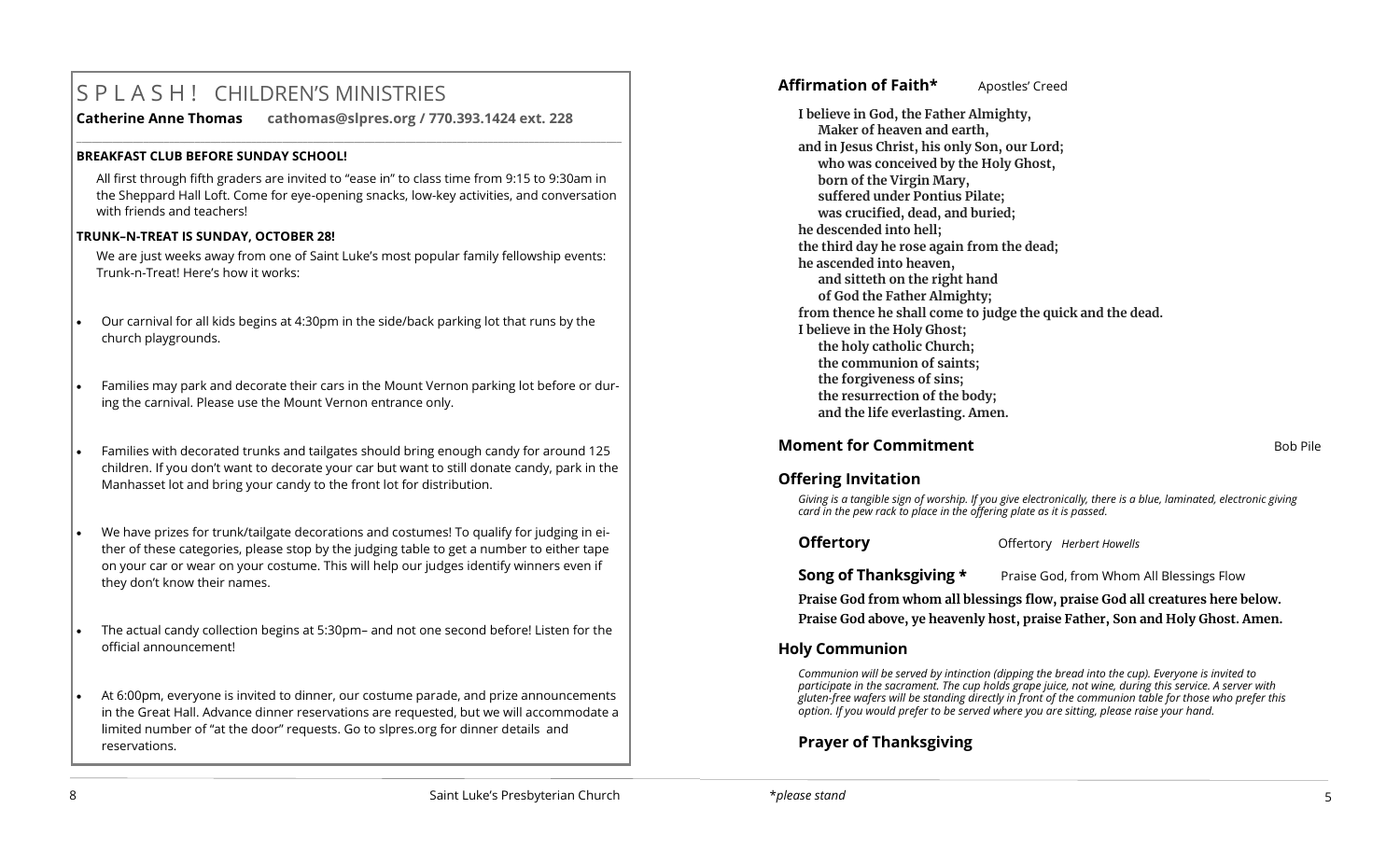# S P L A S H ! CHILDREN'S MINISTRIES

**Catherine Anne Thomas cathomas@slpres.org / 770.393.1424 ext. 228**

**BREAKFAST CLUB BEFORE SUNDAY SCHOOL!**

All first through fifth graders are invited to "ease in" to class time from 9:15 to 9:30am in the Sheppard Hall Loft. Come for eye-opening snacks, low-key activities, and conversation with friends and teachers!

**TRUNK–N-TREAT IS SUNDAY, OCTOBER 28!**

We are just weeks away from one of Saint Luke's most popular family fellowship events: Trunk-n-Treat! Here's how it works:

- Our carnival for all kids begins at 4:30pm in the side/back parking lot that runs by the church playgrounds.
- Families may park and decorate their cars in the Mount Vernon parking lot before or during the carnival. Please use the Mount Vernon entrance only.
- Families with decorated trunks and tailgates should bring enough candy for around 125 children. If you don't want to decorate your car but want to still donate candy, park in the Manhasset lot and bring your candy to the front lot for distribution.
- We have prizes for trunk/tailgate decorations and costumes! To qualify for judging in either of these categories, please stop by the judging table to get a number to either tape on your car or wear on your costume. This will help our judges identify winners even if they don't know their names.
- The actual candy collection begins at 5:30pm– and not one second before! Listen for the official announcement!
- At 6:00pm, everyone is invited to dinner, our costume parade, and prize announcements in the Great Hall. Advance dinner reservations are requested, but we will accommodate a limited number of "at the door" requests. Go to slpres.org for dinner details and reservations.

## Affirmation of Faith* Apostles' Creed

**I believe in God, the Father Almighty,**
**Maker of heaven and earth,**
**and in Jesus Christ, his only Son, our Lord;**
**who was conceived by the Holy Ghost,**
**born of the Virgin Mary,**
**suffered under Pontius Pilate;**
**was crucified, dead, and buried;**
**he descended into hell;**
**the third day he rose again from the dead;**
**he ascended into heaven,**
**and sitteth on the right hand**
**of God the Father Almighty;**
**from thence he shall come to judge the quick and the dead.**
**I believe in the Holy Ghost;**
**the holy catholic Church;**
**the communion of saints;**
**the forgiveness of sins;**
**the resurrection of the body;**
**and the life everlasting. Amen.**

## Moment for Commitment

Bob Pile

## Offering Invitation

*Giving is a tangible sign of worship. If you give electronically, there is a blue, laminated, electronic giving card in the pew rack to place in the offering plate as it is passed.*

**Offertory** Offertory *Herbert Howells*

**Song of Thanksgiving *** Praise God, from Whom All Blessings Flow

**Praise God from whom all blessings flow, praise God all creatures here below.**
**Praise God above, ye heavenly host, praise Father, Son and Holy Ghost. Amen.**

## Holy Communion

*Communion will be served by intinction (dipping the bread into the cup). Everyone is invited to participate in the sacrament. The cup holds grape juice, not wine, during this service. A server with gluten-free wafers will be standing directly in front of the communion table for those who prefer this option. If you would prefer to be served where you are sitting, please raise your hand.*

## Prayer of Thanksgiving

*\*please stand*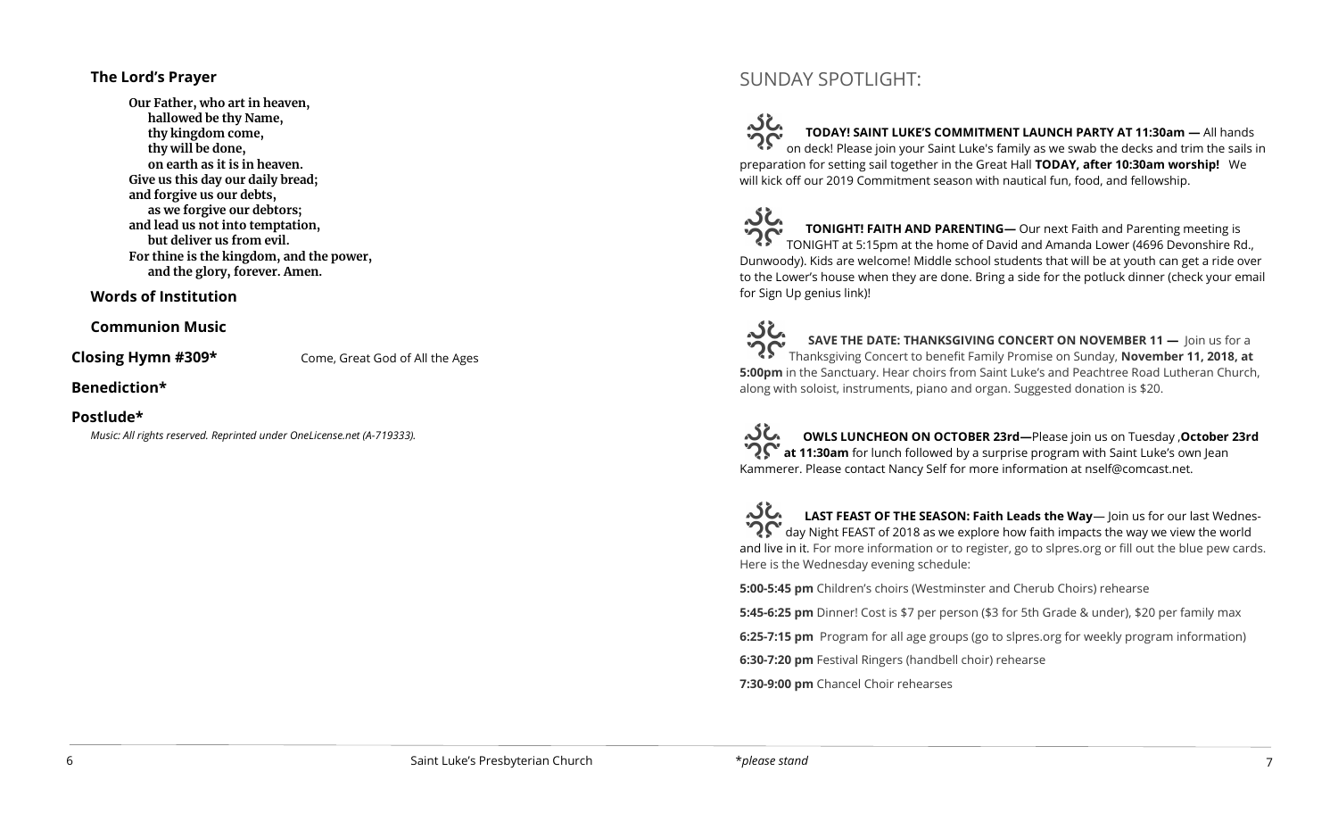**The Lord's Prayer**

**Our Father, who art in heaven,**
**hallowed be thy Name,**
**thy kingdom come,**
**thy will be done,**
**on earth as it is in heaven.**
**Give us this day our daily bread;**
**and forgive us our debts,**
**as we forgive our debtors;**
**and lead us not into temptation,**
**but deliver us from evil.**
**For thine is the kingdom, and the power,**
**and the glory, forever. Amen.**

**Words of Institution**

**Communion Music**

**Closing Hymn #309*** Come, Great God of All the Ages

**Benediction***

**Postlude***

*Music: All rights reserved. Reprinted under OneLicense.net (A-719333).*

## SUNDAY SPOTLIGHT:

**TODAY! SAINT LUKE'S COMMITMENT LAUNCH PARTY AT 11:30am —** All hands on deck! Please join your Saint Luke's family as we swab the decks and trim the sails in preparation for setting sail together in the Great Hall **TODAY, after 10:30am worship!** We will kick off our 2019 Commitment season with nautical fun, food, and fellowship.

**TONIGHT! FAITH AND PARENTING—** Our next Faith and Parenting meeting is TONIGHT at 5:15pm at the home of David and Amanda Lower (4696 Devonshire Rd., Dunwoody). Kids are welcome! Middle school students that will be at youth can get a ride over to the Lower's house when they are done. Bring a side for the potluck dinner (check your email for Sign Up genius link)!

**SAVE THE DATE: THANKSGIVING CONCERT ON NOVEMBER 11 —** Join us for a Thanksgiving Concert to benefit Family Promise on Sunday, **November 11, 2018, at 5:00pm** in the Sanctuary. Hear choirs from Saint Luke's and Peachtree Road Lutheran Church, along with soloist, instruments, piano and organ. Suggested donation is $20.

**OWLS LUNCHEON ON OCTOBER 23rd—**Please join us on Tuesday ,**October 23rd at 11:30am** for lunch followed by a surprise program with Saint Luke's own Jean Kammerer. Please contact Nancy Self for more information at nself@comcast.net.

**LAST FEAST OF THE SEASON: Faith Leads the Way**— Join us for our last Wednesday Night FEAST of 2018 as we explore how faith impacts the way we view the world and live in it. For more information or to register, go to slpres.org or fill out the blue pew cards. Here is the Wednesday evening schedule:

**5:00-5:45 pm** Children's choirs (Westminster and Cherub Choirs) rehearse

**5:45-6:25 pm** Dinner! Cost is $7 per person ($3 for 5th Grade & under), $20 per family max

**6:25-7:15 pm** Program for all age groups (go to slpres.org for weekly program information)

**6:30-7:20 pm** Festival Ringers (handbell choir) rehearse

**7:30-9:00 pm** Chancel Choir rehearses

*\*please stand*